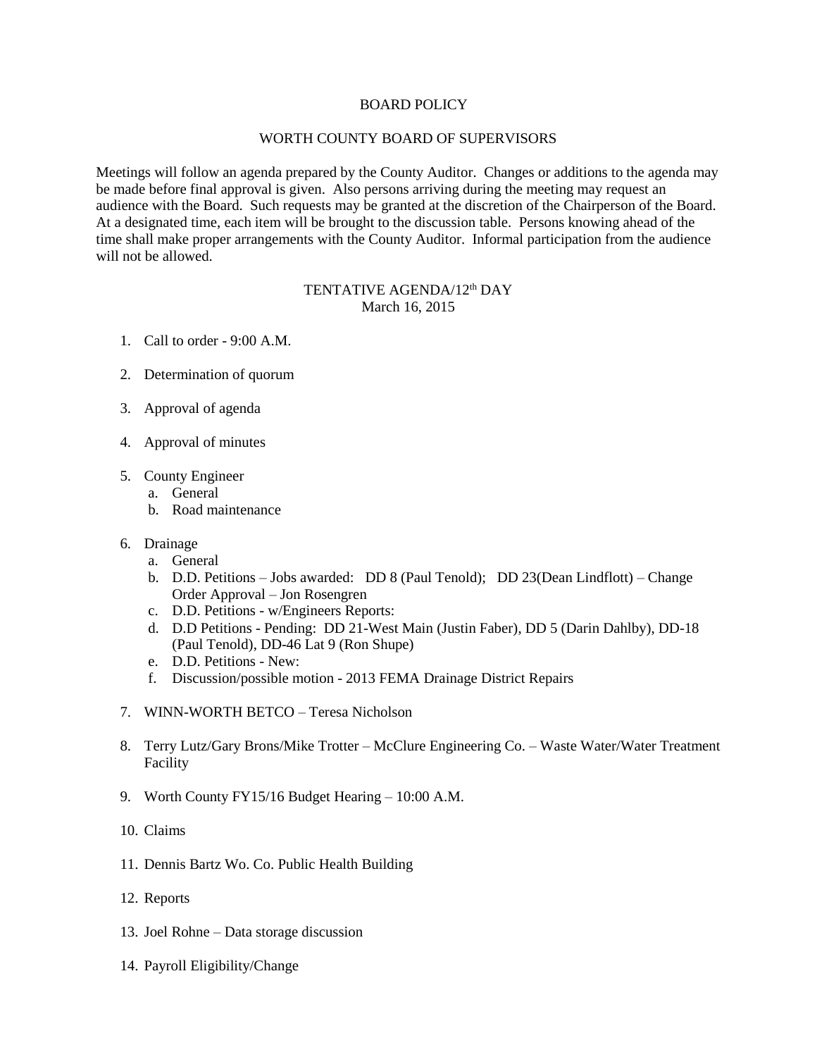# BOARD POLICY

## WORTH COUNTY BOARD OF SUPERVISORS

Meetings will follow an agenda prepared by the County Auditor. Changes or additions to the agenda may be made before final approval is given. Also persons arriving during the meeting may request an audience with the Board. Such requests may be granted at the discretion of the Chairperson of the Board. At a designated time, each item will be brought to the discussion table. Persons knowing ahead of the time shall make proper arrangements with the County Auditor. Informal participation from the audience will not be allowed.

### TENTATIVE AGENDA/12th DAY
March 16, 2015

1. Call to order - 9:00 A.M.

2. Determination of quorum

3. Approval of agenda

4. Approval of minutes

5. County Engineer
   a. General
   b. Road maintenance

6. Drainage
   a. General
   b. D.D. Petitions – Jobs awarded: DD 8 (Paul Tenold); DD 23(Dean Lindflott) – Change Order Approval – Jon Rosengren
   c. D.D. Petitions - w/Engineers Reports:
   d. D.D Petitions - Pending: DD 21-West Main (Justin Faber), DD 5 (Darin Dahlby), DD-18 (Paul Tenold), DD-46 Lat 9 (Ron Shupe)
   e. D.D. Petitions - New:
   f. Discussion/possible motion - 2013 FEMA Drainage District Repairs

7. WINN-WORTH BETCO – Teresa Nicholson

8. Terry Lutz/Gary Brons/Mike Trotter – McClure Engineering Co. – Waste Water/Water Treatment Facility

9. Worth County FY15/16 Budget Hearing – 10:00 A.M.

10. Claims

11. Dennis Bartz Wo. Co. Public Health Building

12. Reports

13. Joel Rohne – Data storage discussion

14. Payroll Eligibility/Change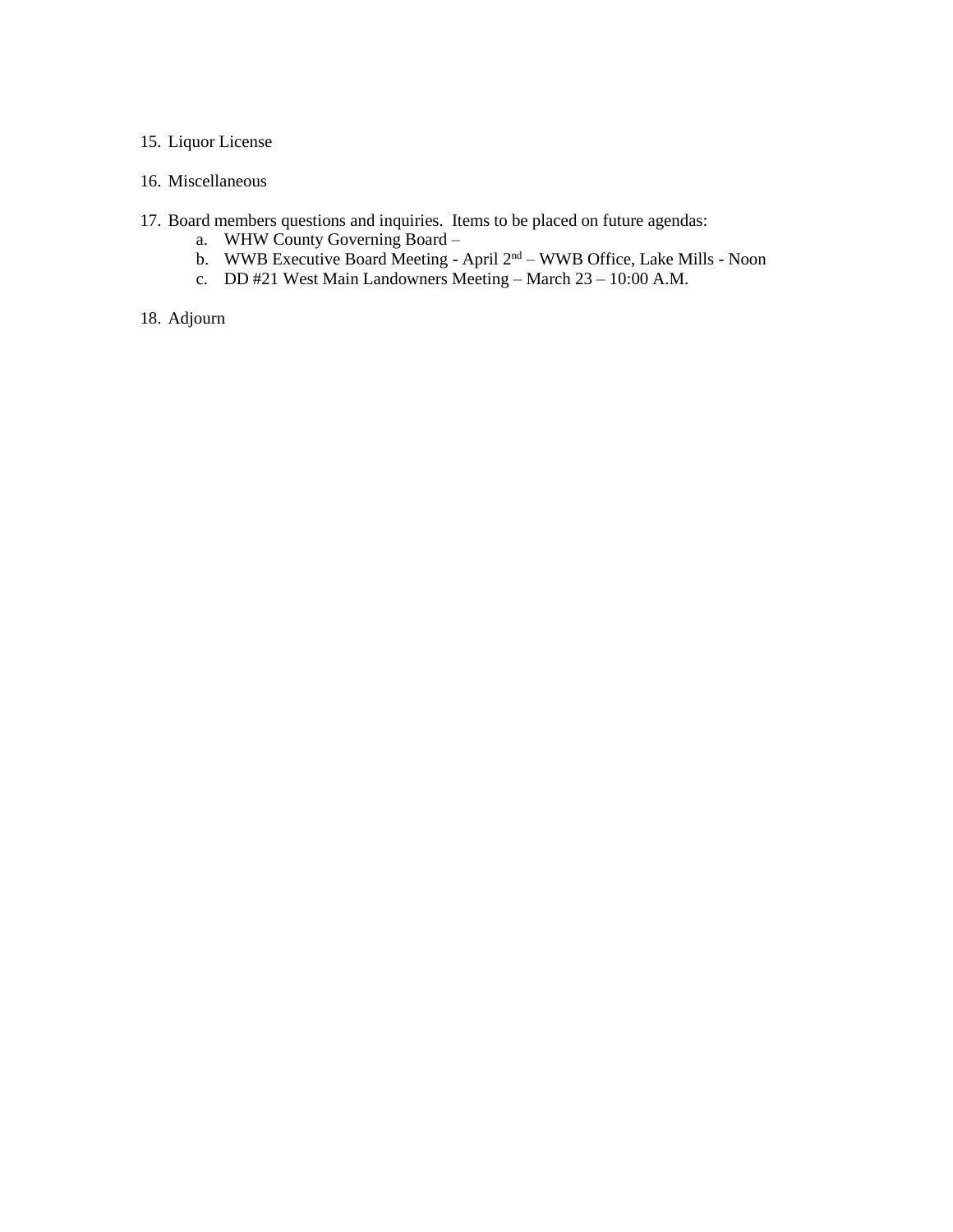15. Liquor License

16. Miscellaneous

17. Board members questions and inquiries. Items to be placed on future agendas:
    a. WHW County Governing Board –
    b. WWB Executive Board Meeting - April 2nd – WWB Office, Lake Mills - Noon
    c. DD #21 West Main Landowners Meeting – March 23 – 10:00 A.M.

18. Adjourn